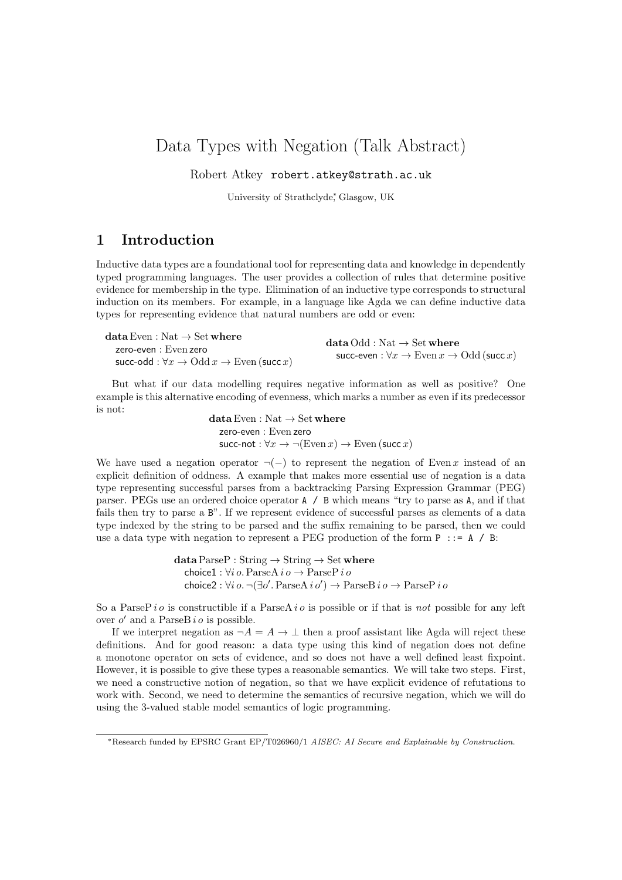# Data Types with Negation (Talk Abstract)

Robert Atkey `robert.atkey@strath.ac.uk`

University of Strathclyde,[*] Glasgow, UK

## 1 Introduction

Inductive data types are a foundational tool for representing data and knowledge in dependently typed programming languages. The user provides a collection of rules that determine positive evidence for membership in the type. Elimination of an inductive type corresponds to structural induction on its members. For example, in a language like Agda we can define inductive data types for representing evidence that natural numbers are odd or even:

$$
\begin{array}{l}
\textbf{data}\,\mathrm{Even} : \mathrm{Nat} \to \mathrm{Set}\,\textbf{where} \\
\quad \mathsf{zero\text{-}even} : \mathrm{Even}\,\mathsf{zero} \\
\quad \mathsf{succ\text{-}odd} : \forall x \to \mathrm{Odd}\,x \to \mathrm{Even}\,(\mathsf{succ}\,x)
\end{array}
\qquad
\begin{array}{l}
\textbf{data}\,\mathrm{Odd} : \mathrm{Nat} \to \mathrm{Set}\,\textbf{where} \\
\quad \mathsf{succ\text{-}even} : \forall x \to \mathrm{Even}\,x \to \mathrm{Odd}\,(\mathsf{succ}\,x)
\end{array}
$$

But what if our data modelling requires negative information as well as positive? One example is this alternative encoding of evenness, which marks a number as even if its predecessor is not:

$$
\begin{array}{l}
\textbf{data}\,\mathrm{Even} : \mathrm{Nat} \to \mathrm{Set}\,\textbf{where} \\
\quad \mathsf{zero\text{-}even} : \mathrm{Even}\,\mathsf{zero} \\
\quad \mathsf{succ\text{-}not} : \forall x \to \neg(\mathrm{Even}\,x) \to \mathrm{Even}\,(\mathsf{succ}\,x)
\end{array}
$$

We have used a negation operator $\neg(-)$ to represent the negation of $\mathrm{Even}\,x$ instead of an explicit definition of oddness. A example that makes more essential use of negation is a data type representing successful parses from a backtracking Parsing Expression Grammar (PEG) parser. PEGs use an ordered choice operator `A / B` which means "try to parse as `A`, and if that fails then try to parse a `B`". If we represent evidence of successful parses as elements of a data type indexed by the string to be parsed and the suffix remaining to be parsed, then we could use a data type with negation to represent a PEG production of the form `P ::= A / B`:

$$
\begin{array}{l}
\textbf{data}\,\mathrm{ParseP} : \mathrm{String} \to \mathrm{String} \to \mathrm{Set}\,\textbf{where} \\
\quad \mathsf{choice1} : \forall i\,o.\,\mathrm{ParseA}\,i\,o \to \mathrm{ParseP}\,i\,o \\
\quad \mathsf{choice2} : \forall i\,o.\,\neg(\exists o'.\,\mathrm{ParseA}\,i\,o') \to \mathrm{ParseB}\,i\,o \to \mathrm{ParseP}\,i\,o
\end{array}
$$

So a $\mathrm{ParseP}\,i\,o$ is constructible if a $\mathrm{ParseA}\,i\,o$ is possible or if that is *not* possible for any left over $o'$ and a $\mathrm{ParseB}\,i\,o$ is possible.

If we interpret negation as $\neg A = A \to \bot$ then a proof assistant like Agda will reject these definitions. And for good reason: a data type using this kind of negation does not define a monotone operator on sets of evidence, and so does not have a well defined least fixpoint. However, it is possible to give these types a reasonable semantics. We will take two steps. First, we need a constructive notion of negation, so that we have explicit evidence of refutations to work with. Second, we need to determine the semantics of recursive negation, which we will do using the 3-valued stable model semantics of logic programming.

[*]Research funded by EPSRC Grant EP/T026960/1 *AISEC: AI Secure and Explainable by Construction.*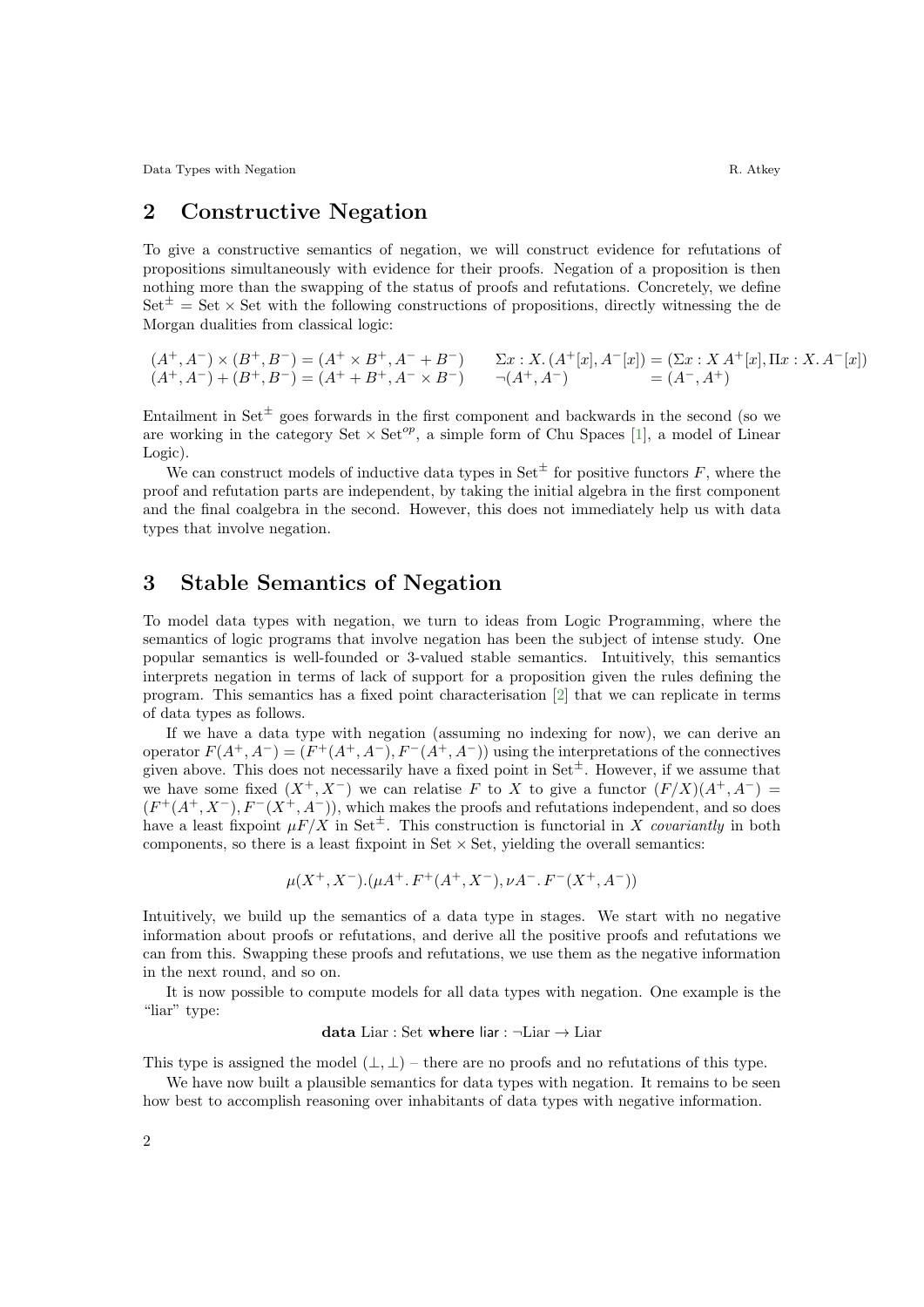## 2 Constructive Negation

To give a constructive semantics of negation, we will construct evidence for refutations of propositions simultaneously with evidence for their proofs. Negation of a proposition is then nothing more than the swapping of the status of proofs and refutations. Concretely, we define $\mathrm{Set}^{\pm} = \mathrm{Set} \times \mathrm{Set}$ with the following constructions of propositions, directly witnessing the de Morgan dualities from classical logic:

$$
\begin{array}{ll}
(A^+, A^-) \times (B^+, B^-) = (A^+ \times B^+, A^- + B^-) & \Sigma x : X.\, (A^+[x], A^-[x]) = (\Sigma x : X\, A^+[x], \Pi x : X.\, A^-[x]) \\
(A^+, A^-) + (B^+, B^-) = (A^+ + B^+, A^- \times B^-) & \neg(A^+, A^-) \qquad\qquad\quad\;\; = (A^-, A^+)
\end{array}
$$

Entailment in $\mathrm{Set}^{\pm}$ goes forwards in the first component and backwards in the second (so we are working in the category $\mathrm{Set} \times \mathrm{Set}^{op}$, a simple form of Chu Spaces [1], a model of Linear Logic).

We can construct models of inductive data types in $\mathrm{Set}^{\pm}$ for positive functors $F$, where the proof and refutation parts are independent, by taking the initial algebra in the first component and the final coalgebra in the second. However, this does not immediately help us with data types that involve negation.

## 3 Stable Semantics of Negation

To model data types with negation, we turn to ideas from Logic Programming, where the semantics of logic programs that involve negation has been the subject of intense study. One popular semantics is well-founded or 3-valued stable semantics. Intuitively, this semantics interprets negation in terms of lack of support for a proposition given the rules defining the program. This semantics has a fixed point characterisation [2] that we can replicate in terms of data types as follows.

If we have a data type with negation (assuming no indexing for now), we can derive an operator $F(A^+, A^-) = (F^+(A^+, A^-), F^-(A^+, A^-))$ using the interpretations of the connectives given above. This does not necessarily have a fixed point in $\mathrm{Set}^{\pm}$. However, if we assume that we have some fixed $(X^+, X^-)$ we can relatise $F$ to $X$ to give a functor $(F/X)(A^+, A^-) = (F^+(A^+, X^-), F^-(X^+, A^-))$, which makes the proofs and refutations independent, and so does have a least fixpoint $\mu F/X$ in $\mathrm{Set}^{\pm}$. This construction is functorial in $X$ *covariantly* in both components, so there is a least fixpoint in $\mathrm{Set} \times \mathrm{Set}$, yielding the overall semantics:

$$
\mu(X^+, X^-).(\mu A^+.\, F^+(A^+, X^-), \nu A^-.\, F^-(X^+, A^-))
$$

Intuitively, we build up the semantics of a data type in stages. We start with no negative information about proofs or refutations, and derive all the positive proofs and refutations we can from this. Swapping these proofs and refutations, we use them as the negative information in the next round, and so on.

It is now possible to compute models for all data types with negation. One example is the "liar" type:

**data** Liar : Set **where** liar : $\neg$Liar $\to$ Liar

This type is assigned the model $(\bot, \bot)$ – there are no proofs and no refutations of this type.

We have now built a plausible semantics for data types with negation. It remains to be seen how best to accomplish reasoning over inhabitants of data types with negative information.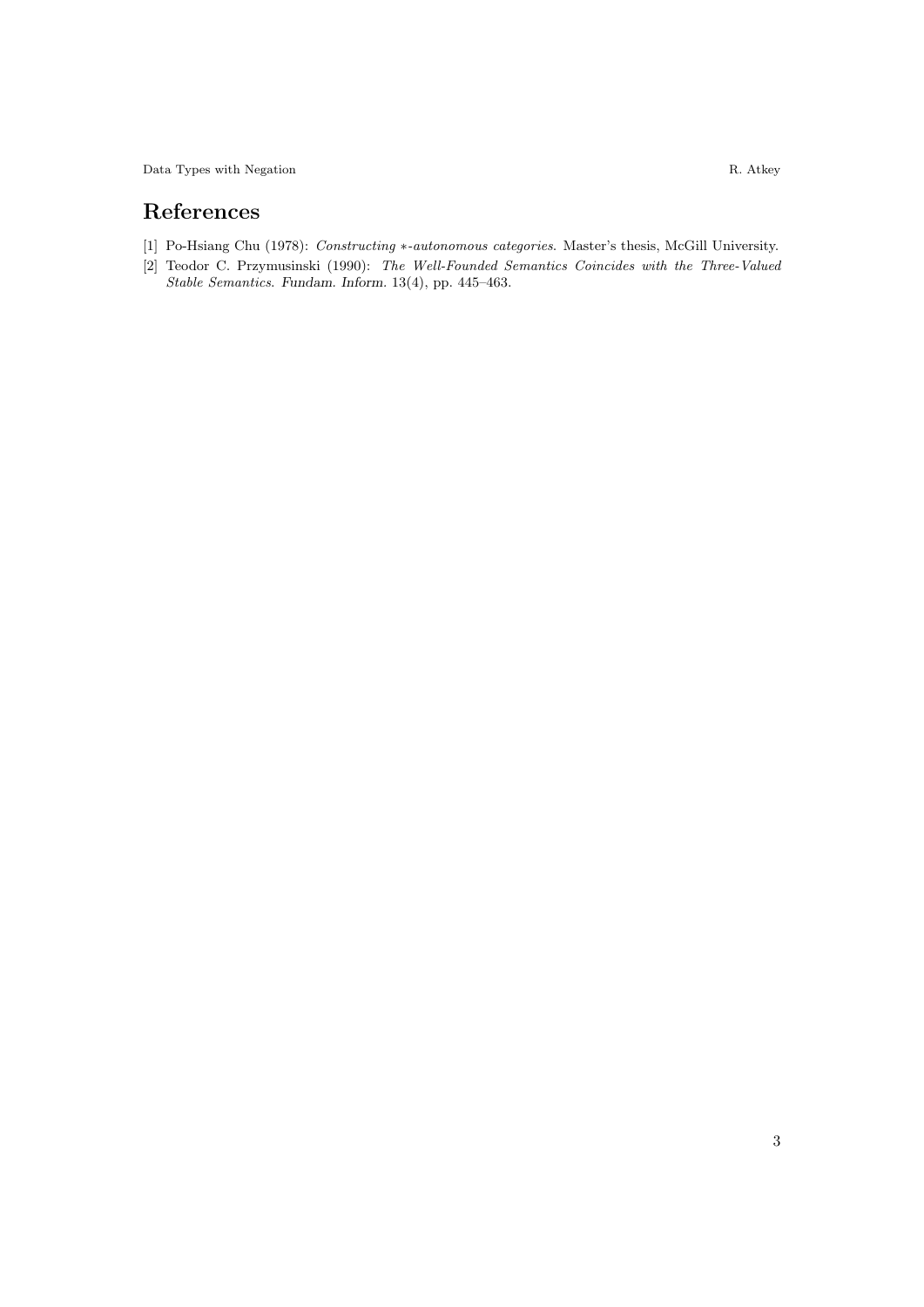## References

[1] Po-Hsiang Chu (1978): *Constructing $*$-autonomous categories*. Master's thesis, McGill University.

[2] Teodor C. Przymusinski (1990): *The Well-Founded Semantics Coincides with the Three-Valued Stable Semantics*. Fundam. Inform. 13(4), pp. 445–463.